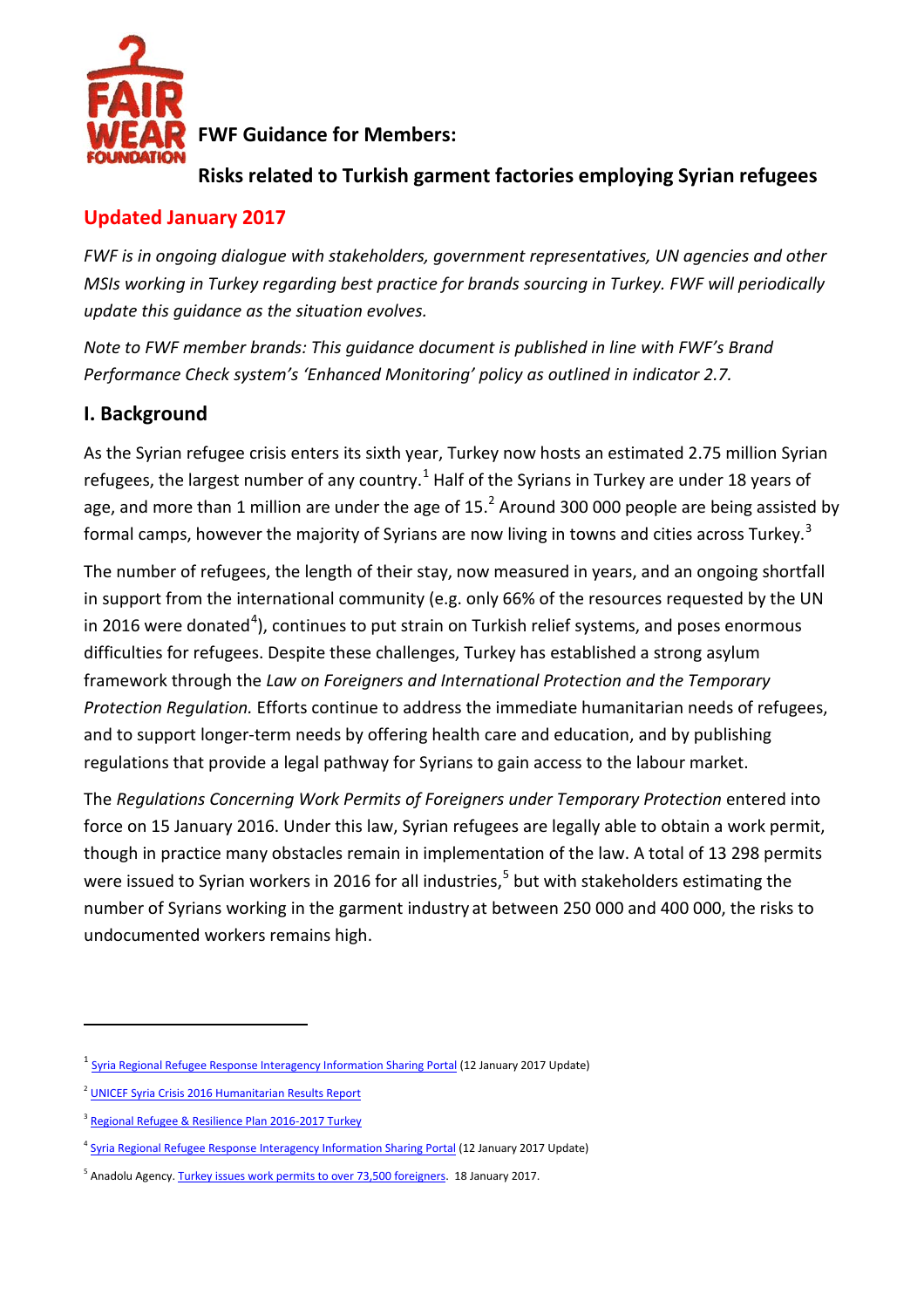# FWF Guidance for Members:

## Risks related to Turkish garment factories employing Syrian refugees

**Updated January 2017**

*FWF is in ongoing dialogue with stakeholders, government representatives, UN agencies and other MSIs working in Turkey regarding best practice for brands sourcing in Turkey. FWF will periodically update this guidance as the situation evolves.*

*Note to FWF member brands: This guidance document is published in line with FWF's Brand Performance Check system's 'Enhanced Monitoring' policy as outlined in indicator 2.7.*

## I. Background

As the Syrian refugee crisis enters its sixth year, Turkey now hosts an estimated 2.75 million Syrian refugees, the largest number of any country.[1] Half of the Syrians in Turkey are under 18 years of age, and more than 1 million are under the age of 15.[2] Around 300 000 people are being assisted by formal camps, however the majority of Syrians are now living in towns and cities across Turkey.[3]

The number of refugees, the length of their stay, now measured in years, and an ongoing shortfall in support from the international community (e.g. only 66% of the resources requested by the UN in 2016 were donated[4]), continues to put strain on Turkish relief systems, and poses enormous difficulties for refugees. Despite these challenges, Turkey has established a strong asylum framework through the *Law on Foreigners and International Protection and the Temporary Protection Regulation.* Efforts continue to address the immediate humanitarian needs of refugees, and to support longer-term needs by offering health care and education, and by publishing regulations that provide a legal pathway for Syrians to gain access to the labour market.

The *Regulations Concerning Work Permits of Foreigners under Temporary Protection* entered into force on 15 January 2016. Under this law, Syrian refugees are legally able to obtain a work permit, though in practice many obstacles remain in implementation of the law. A total of 13 298 permits were issued to Syrian workers in 2016 for all industries,[5] but with stakeholders estimating the number of Syrians working in the garment industry at between 250 000 and 400 000, the risks to undocumented workers remains high.

---

[1] Syria Regional Refugee Response Interagency Information Sharing Portal (12 January 2017 Update)

[2] UNICEF Syria Crisis 2016 Humanitarian Results Report

[3] Regional Refugee & Resilience Plan 2016-2017 Turkey

[4] Syria Regional Refugee Response Interagency Information Sharing Portal (12 January 2017 Update)

[5] Anadolu Agency. Turkey issues work permits to over 73,500 foreigners. 18 January 2017.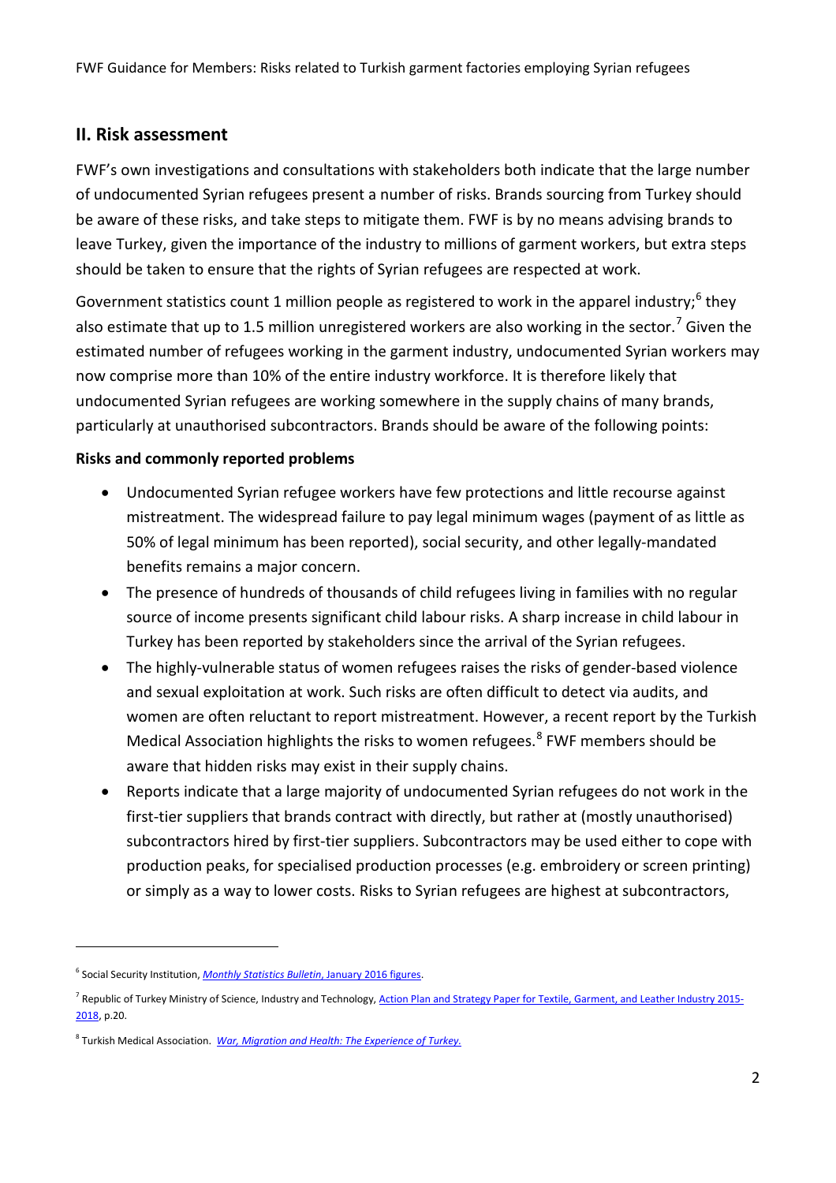## II. Risk assessment

FWF's own investigations and consultations with stakeholders both indicate that the large number of undocumented Syrian refugees present a number of risks. Brands sourcing from Turkey should be aware of these risks, and take steps to mitigate them. FWF is by no means advising brands to leave Turkey, given the importance of the industry to millions of garment workers, but extra steps should be taken to ensure that the rights of Syrian refugees are respected at work.

Government statistics count 1 million people as registered to work in the apparel industry;[6] they also estimate that up to 1.5 million unregistered workers are also working in the sector.[7] Given the estimated number of refugees working in the garment industry, undocumented Syrian workers may now comprise more than 10% of the entire industry workforce. It is therefore likely that undocumented Syrian refugees are working somewhere in the supply chains of many brands, particularly at unauthorised subcontractors. Brands should be aware of the following points:

**Risks and commonly reported problems**

- Undocumented Syrian refugee workers have few protections and little recourse against mistreatment. The widespread failure to pay legal minimum wages (payment of as little as 50% of legal minimum has been reported), social security, and other legally-mandated benefits remains a major concern.
- The presence of hundreds of thousands of child refugees living in families with no regular source of income presents significant child labour risks. A sharp increase in child labour in Turkey has been reported by stakeholders since the arrival of the Syrian refugees.
- The highly-vulnerable status of women refugees raises the risks of gender-based violence and sexual exploitation at work. Such risks are often difficult to detect via audits, and women are often reluctant to report mistreatment. However, a recent report by the Turkish Medical Association highlights the risks to women refugees.[8] FWF members should be aware that hidden risks may exist in their supply chains.
- Reports indicate that a large majority of undocumented Syrian refugees do not work in the first-tier suppliers that brands contract with directly, but rather at (mostly unauthorised) subcontractors hired by first-tier suppliers. Subcontractors may be used either to cope with production peaks, for specialised production processes (e.g. embroidery or screen printing) or simply as a way to lower costs. Risks to Syrian refugees are highest at subcontractors,

---

[6] Social Security Institution, *Monthly Statistics Bulletin*, January 2016 figures.

[7] Republic of Turkey Ministry of Science, Industry and Technology, Action Plan and Strategy Paper for Textile, Garment, and Leather Industry 2015-2018, p.20.

[8] Turkish Medical Association. *War, Migration and Health: The Experience of Turkey.*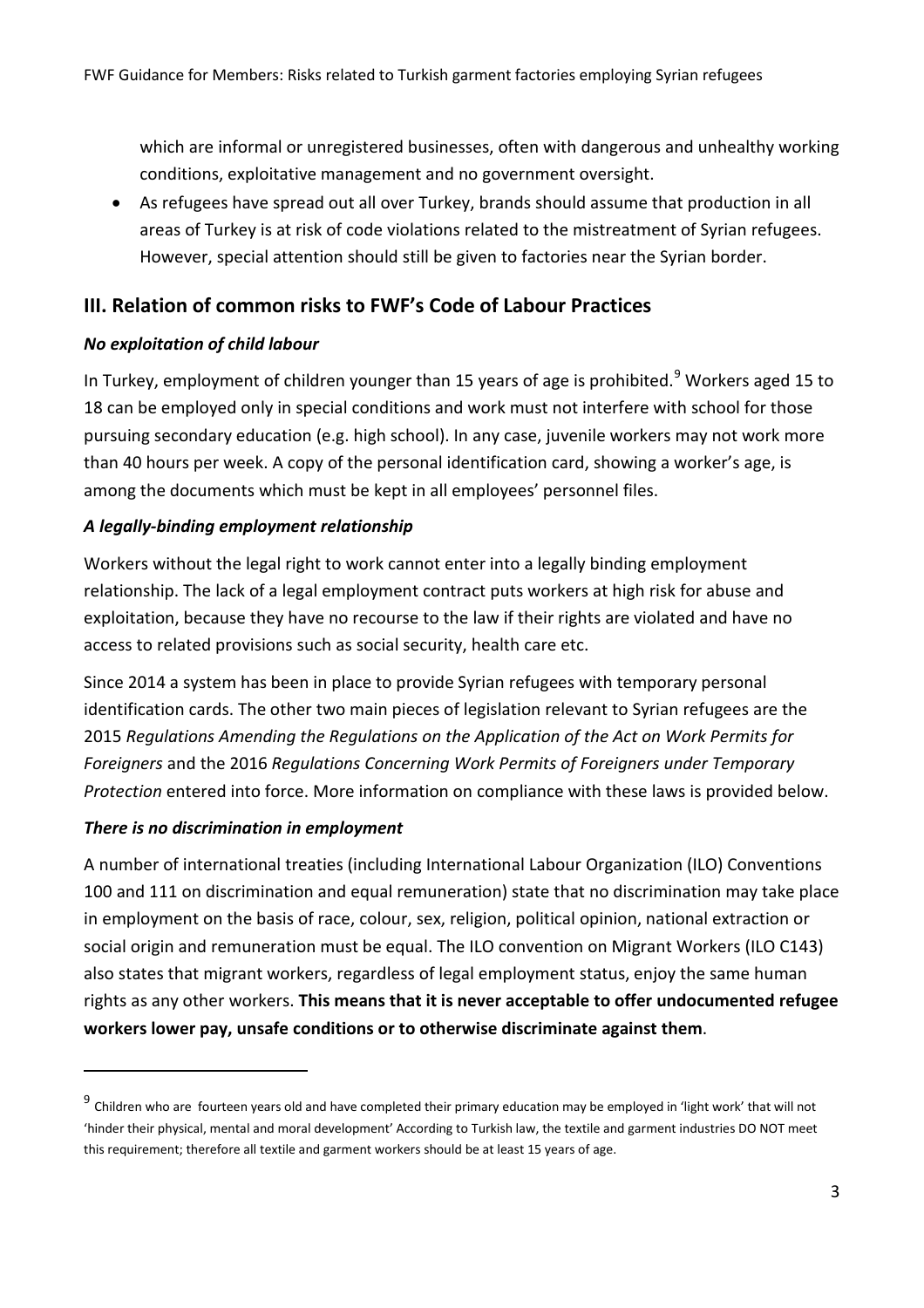which are informal or unregistered businesses, often with dangerous and unhealthy working conditions, exploitative management and no government oversight.

- As refugees have spread out all over Turkey, brands should assume that production in all areas of Turkey is at risk of code violations related to the mistreatment of Syrian refugees. However, special attention should still be given to factories near the Syrian border.

## III. Relation of common risks to FWF's Code of Labour Practices

### *No exploitation of child labour*

In Turkey, employment of children younger than 15 years of age is prohibited.[9] Workers aged 15 to 18 can be employed only in special conditions and work must not interfere with school for those pursuing secondary education (e.g. high school). In any case, juvenile workers may not work more than 40 hours per week. A copy of the personal identification card, showing a worker's age, is among the documents which must be kept in all employees' personnel files.

### *A legally-binding employment relationship*

Workers without the legal right to work cannot enter into a legally binding employment relationship. The lack of a legal employment contract puts workers at high risk for abuse and exploitation, because they have no recourse to the law if their rights are violated and have no access to related provisions such as social security, health care etc.

Since 2014 a system has been in place to provide Syrian refugees with temporary personal identification cards. The other two main pieces of legislation relevant to Syrian refugees are the 2015 *Regulations Amending the Regulations on the Application of the Act on Work Permits for Foreigners* and the 2016 *Regulations Concerning Work Permits of Foreigners under Temporary Protection* entered into force. More information on compliance with these laws is provided below.

### *There is no discrimination in employment*

A number of international treaties (including International Labour Organization (ILO) Conventions 100 and 111 on discrimination and equal remuneration) state that no discrimination may take place in employment on the basis of race, colour, sex, religion, political opinion, national extraction or social origin and remuneration must be equal. The ILO convention on Migrant Workers (ILO C143) also states that migrant workers, regardless of legal employment status, enjoy the same human rights as any other workers. **This means that it is never acceptable to offer undocumented refugee workers lower pay, unsafe conditions or to otherwise discriminate against them**.

---

[9] Children who are fourteen years old and have completed their primary education may be employed in 'light work' that will not 'hinder their physical, mental and moral development' According to Turkish law, the textile and garment industries DO NOT meet this requirement; therefore all textile and garment workers should be at least 15 years of age.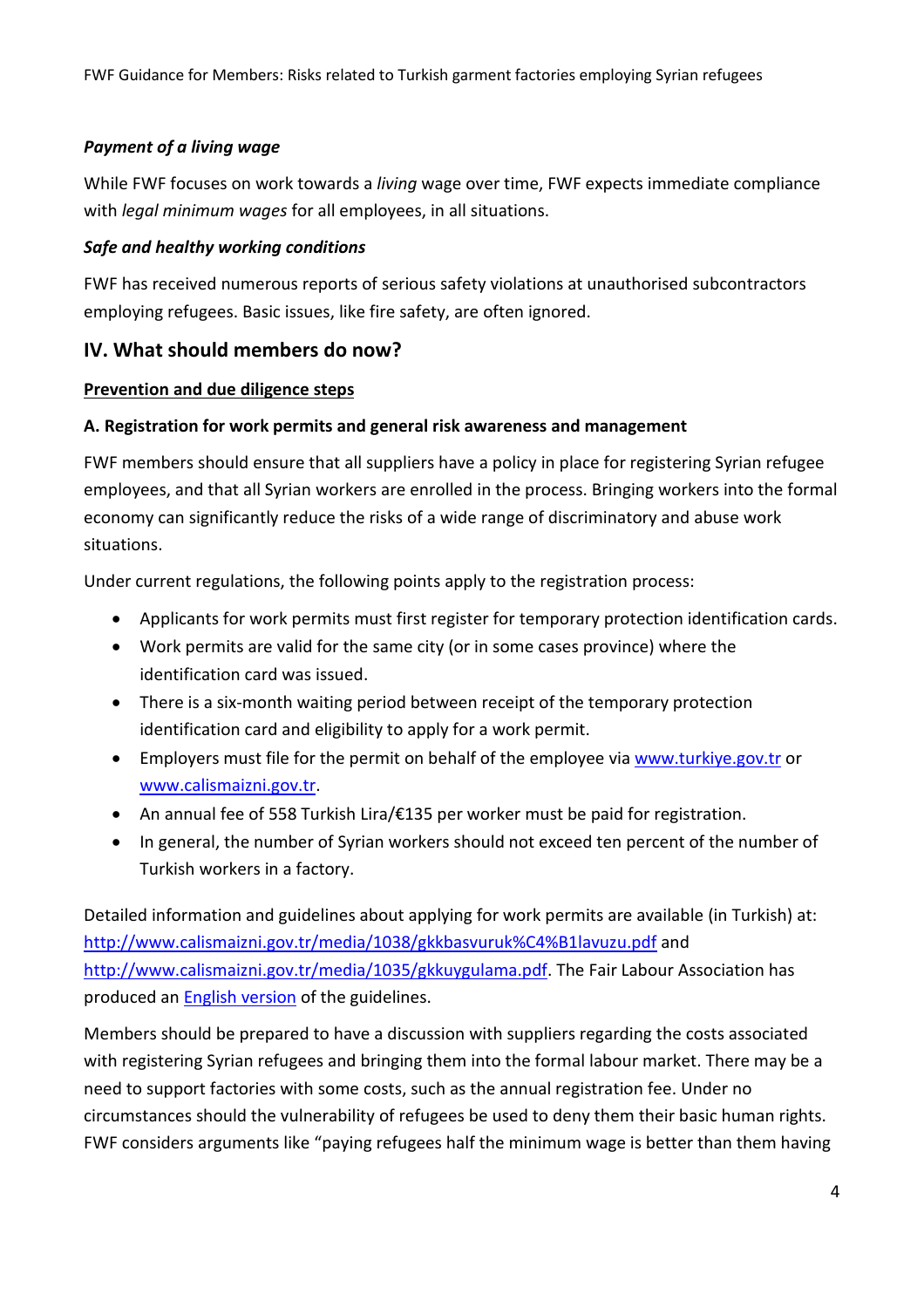***Payment of a living wage***

While FWF focuses on work towards a *living* wage over time, FWF expects immediate compliance with *legal minimum wages* for all employees, in all situations.

***Safe and healthy working conditions***

FWF has received numerous reports of serious safety violations at unauthorised subcontractors employing refugees. Basic issues, like fire safety, are often ignored.

## IV. What should members do now?

**Prevention and due diligence steps**

**A. Registration for work permits and general risk awareness and management**

FWF members should ensure that all suppliers have a policy in place for registering Syrian refugee employees, and that all Syrian workers are enrolled in the process. Bringing workers into the formal economy can significantly reduce the risks of a wide range of discriminatory and abuse work situations.

Under current regulations, the following points apply to the registration process:

- Applicants for work permits must first register for temporary protection identification cards.
- Work permits are valid for the same city (or in some cases province) where the identification card was issued.
- There is a six-month waiting period between receipt of the temporary protection identification card and eligibility to apply for a work permit.
- Employers must file for the permit on behalf of the employee via www.turkiye.gov.tr or www.calismaizni.gov.tr.
- An annual fee of 558 Turkish Lira/€135 per worker must be paid for registration.
- In general, the number of Syrian workers should not exceed ten percent of the number of Turkish workers in a factory.

Detailed information and guidelines about applying for work permits are available (in Turkish) at: http://www.calismaizni.gov.tr/media/1038/gkkbasvuruk%C4%B1lavuzu.pdf and http://www.calismaizni.gov.tr/media/1035/gkkuygulama.pdf. The Fair Labour Association has produced an English version of the guidelines.

Members should be prepared to have a discussion with suppliers regarding the costs associated with registering Syrian refugees and bringing them into the formal labour market. There may be a need to support factories with some costs, such as the annual registration fee. Under no circumstances should the vulnerability of refugees be used to deny them their basic human rights. FWF considers arguments like "paying refugees half the minimum wage is better than them having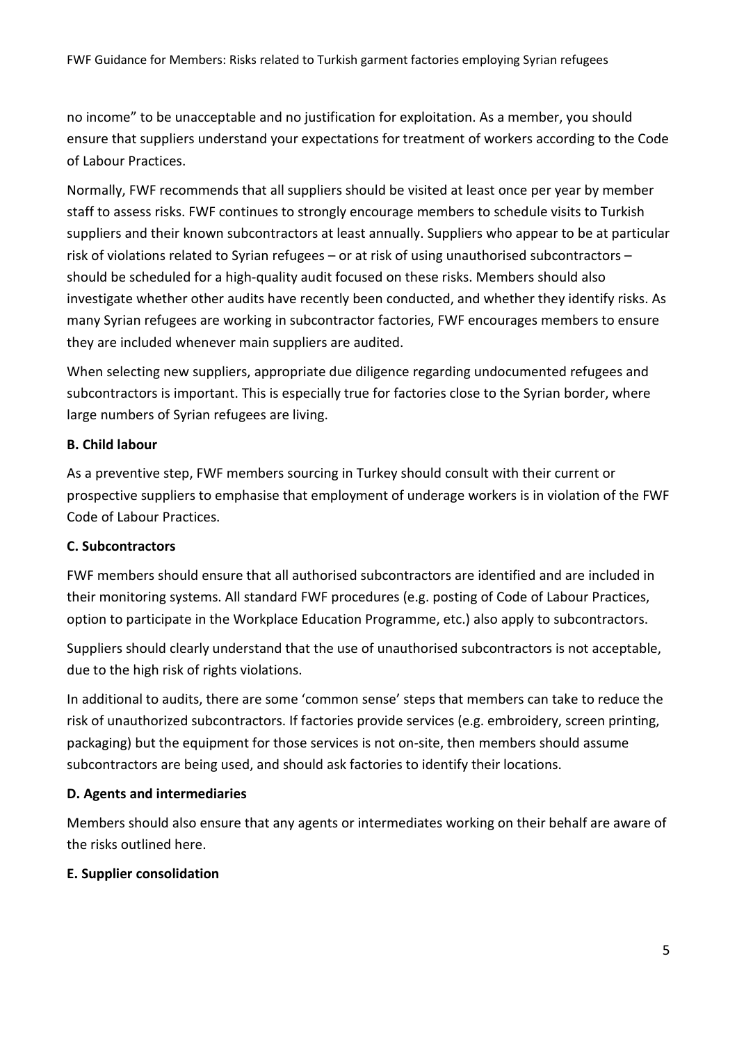no income" to be unacceptable and no justification for exploitation. As a member, you should ensure that suppliers understand your expectations for treatment of workers according to the Code of Labour Practices.

Normally, FWF recommends that all suppliers should be visited at least once per year by member staff to assess risks. FWF continues to strongly encourage members to schedule visits to Turkish suppliers and their known subcontractors at least annually. Suppliers who appear to be at particular risk of violations related to Syrian refugees – or at risk of using unauthorised subcontractors – should be scheduled for a high-quality audit focused on these risks. Members should also investigate whether other audits have recently been conducted, and whether they identify risks. As many Syrian refugees are working in subcontractor factories, FWF encourages members to ensure they are included whenever main suppliers are audited.

When selecting new suppliers, appropriate due diligence regarding undocumented refugees and subcontractors is important. This is especially true for factories close to the Syrian border, where large numbers of Syrian refugees are living.

**B. Child labour**

As a preventive step, FWF members sourcing in Turkey should consult with their current or prospective suppliers to emphasise that employment of underage workers is in violation of the FWF Code of Labour Practices.

**C. Subcontractors**

FWF members should ensure that all authorised subcontractors are identified and are included in their monitoring systems. All standard FWF procedures (e.g. posting of Code of Labour Practices, option to participate in the Workplace Education Programme, etc.) also apply to subcontractors.

Suppliers should clearly understand that the use of unauthorised subcontractors is not acceptable, due to the high risk of rights violations.

In additional to audits, there are some 'common sense' steps that members can take to reduce the risk of unauthorized subcontractors. If factories provide services (e.g. embroidery, screen printing, packaging) but the equipment for those services is not on-site, then members should assume subcontractors are being used, and should ask factories to identify their locations.

**D. Agents and intermediaries**

Members should also ensure that any agents or intermediates working on their behalf are aware of the risks outlined here.

**E. Supplier consolidation**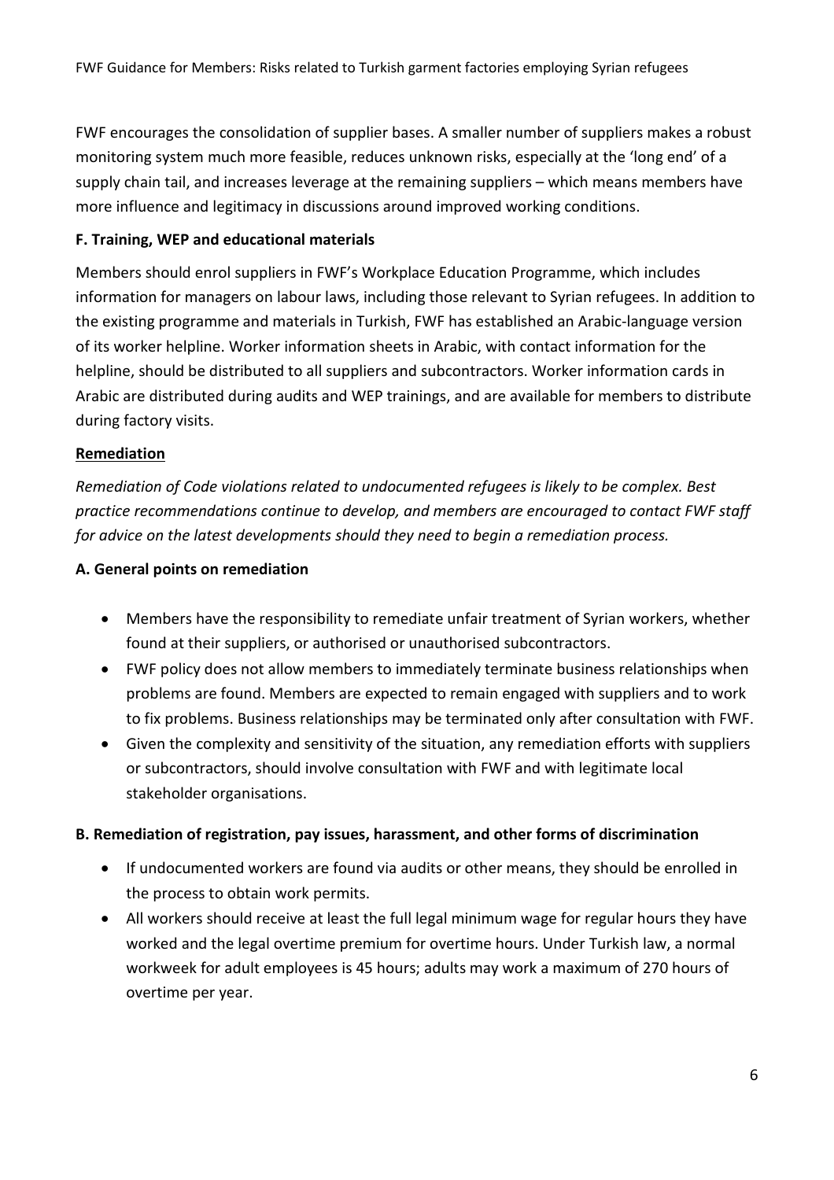FWF encourages the consolidation of supplier bases. A smaller number of suppliers makes a robust monitoring system much more feasible, reduces unknown risks, especially at the 'long end' of a supply chain tail, and increases leverage at the remaining suppliers – which means members have more influence and legitimacy in discussions around improved working conditions.

### F. Training, WEP and educational materials

Members should enrol suppliers in FWF's Workplace Education Programme, which includes information for managers on labour laws, including those relevant to Syrian refugees. In addition to the existing programme and materials in Turkish, FWF has established an Arabic-language version of its worker helpline. Worker information sheets in Arabic, with contact information for the helpline, should be distributed to all suppliers and subcontractors. Worker information cards in Arabic are distributed during audits and WEP trainings, and are available for members to distribute during factory visits.

## Remediation

*Remediation of Code violations related to undocumented refugees is likely to be complex. Best practice recommendations continue to develop, and members are encouraged to contact FWF staff for advice on the latest developments should they need to begin a remediation process.*

### A. General points on remediation

- Members have the responsibility to remediate unfair treatment of Syrian workers, whether found at their suppliers, or authorised or unauthorised subcontractors.
- FWF policy does not allow members to immediately terminate business relationships when problems are found. Members are expected to remain engaged with suppliers and to work to fix problems. Business relationships may be terminated only after consultation with FWF.
- Given the complexity and sensitivity of the situation, any remediation efforts with suppliers or subcontractors, should involve consultation with FWF and with legitimate local stakeholder organisations.

### B. Remediation of registration, pay issues, harassment, and other forms of discrimination

- If undocumented workers are found via audits or other means, they should be enrolled in the process to obtain work permits.
- All workers should receive at least the full legal minimum wage for regular hours they have worked and the legal overtime premium for overtime hours. Under Turkish law, a normal workweek for adult employees is 45 hours; adults may work a maximum of 270 hours of overtime per year.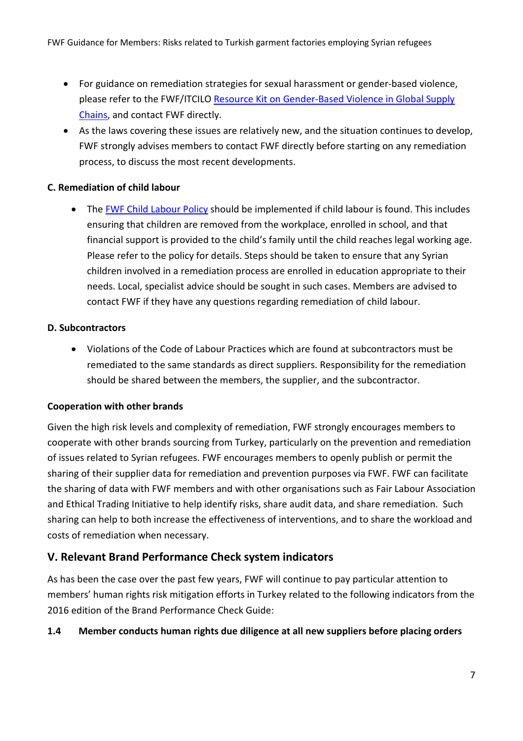- For guidance on remediation strategies for sexual harassment or gender-based violence, please refer to the FWF/ITCILO [Resource Kit on Gender-Based Violence in Global Supply Chains](), and contact FWF directly.
- As the laws covering these issues are relatively new, and the situation continues to develop, FWF strongly advises members to contact FWF directly before starting on any remediation process, to discuss the most recent developments.

**C. Remediation of child labour**

- The [FWF Child Labour Policy]() should be implemented if child labour is found. This includes ensuring that children are removed from the workplace, enrolled in school, and that financial support is provided to the child's family until the child reaches legal working age. Please refer to the policy for details. Steps should be taken to ensure that any Syrian children involved in a remediation process are enrolled in education appropriate to their needs. Local, specialist advice should be sought in such cases. Members are advised to contact FWF if they have any questions regarding remediation of child labour.

**D. Subcontractors**

- Violations of the Code of Labour Practices which are found at subcontractors must be remediated to the same standards as direct suppliers. Responsibility for the remediation should be shared between the members, the supplier, and the subcontractor.

**Cooperation with other brands**

Given the high risk levels and complexity of remediation, FWF strongly encourages members to cooperate with other brands sourcing from Turkey, particularly on the prevention and remediation of issues related to Syrian refugees. FWF encourages members to openly publish or permit the sharing of their supplier data for remediation and prevention purposes via FWF. FWF can facilitate the sharing of data with FWF members and with other organisations such as Fair Labour Association and Ethical Trading Initiative to help identify risks, share audit data, and share remediation. Such sharing can help to both increase the effectiveness of interventions, and to share the workload and costs of remediation when necessary.

## V. Relevant Brand Performance Check system indicators

As has been the case over the past few years, FWF will continue to pay particular attention to members' human rights risk mitigation efforts in Turkey related to the following indicators from the 2016 edition of the Brand Performance Check Guide:

**1.4 Member conducts human rights due diligence at all new suppliers before placing orders**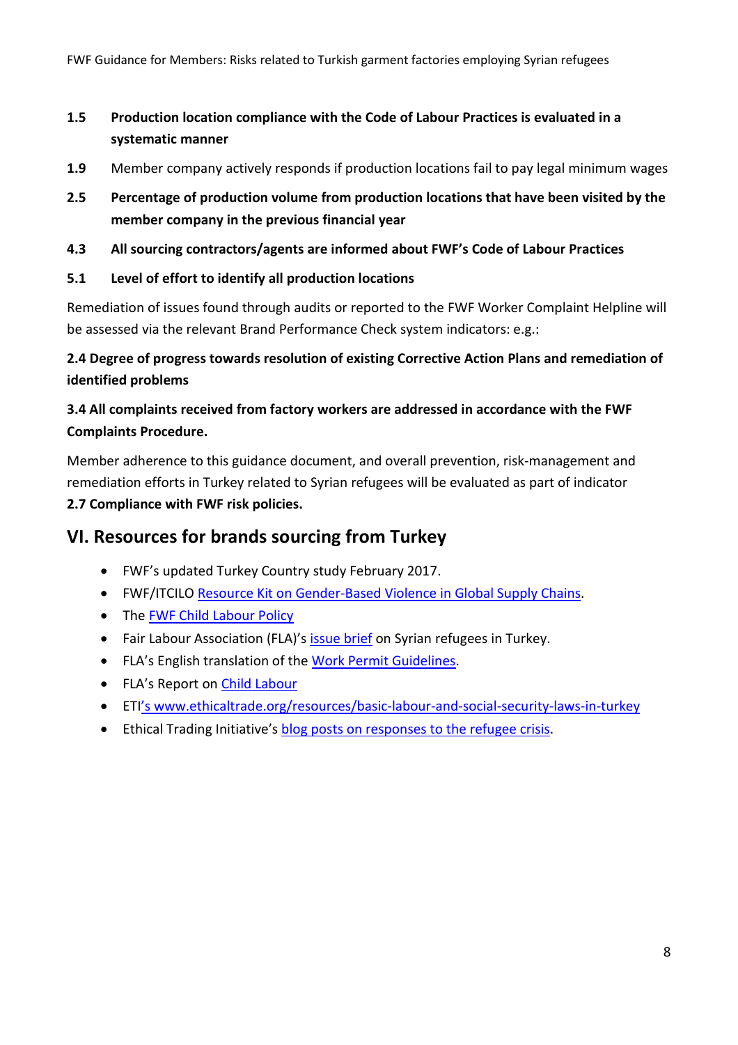- **1.5 Production location compliance with the Code of Labour Practices is evaluated in a systematic manner**
- 1.9 Member company actively responds if production locations fail to pay legal minimum wages
- **2.5 Percentage of production volume from production locations that have been visited by the member company in the previous financial year**
- **4.3 All sourcing contractors/agents are informed about FWF's Code of Labour Practices**
- **5.1 Level of effort to identify all production locations**

Remediation of issues found through audits or reported to the FWF Worker Complaint Helpline will be assessed via the relevant Brand Performance Check system indicators: e.g.:

**2.4 Degree of progress towards resolution of existing Corrective Action Plans and remediation of identified problems**

**3.4 All complaints received from factory workers are addressed in accordance with the FWF Complaints Procedure.**

Member adherence to this guidance document, and overall prevention, risk-management and remediation efforts in Turkey related to Syrian refugees will be evaluated as part of indicator **2.7 Compliance with FWF risk policies.**

## VI. Resources for brands sourcing from Turkey

- FWF's updated Turkey Country study February 2017.
- FWF/ITCILO Resource Kit on Gender-Based Violence in Global Supply Chains.
- The FWF Child Labour Policy
- Fair Labour Association (FLA)'s issue brief on Syrian refugees in Turkey.
- FLA's English translation of the Work Permit Guidelines.
- FLA's Report on Child Labour
- ETI's www.ethicaltrade.org/resources/basic-labour-and-social-security-laws-in-turkey
- Ethical Trading Initiative's blog posts on responses to the refugee crisis.